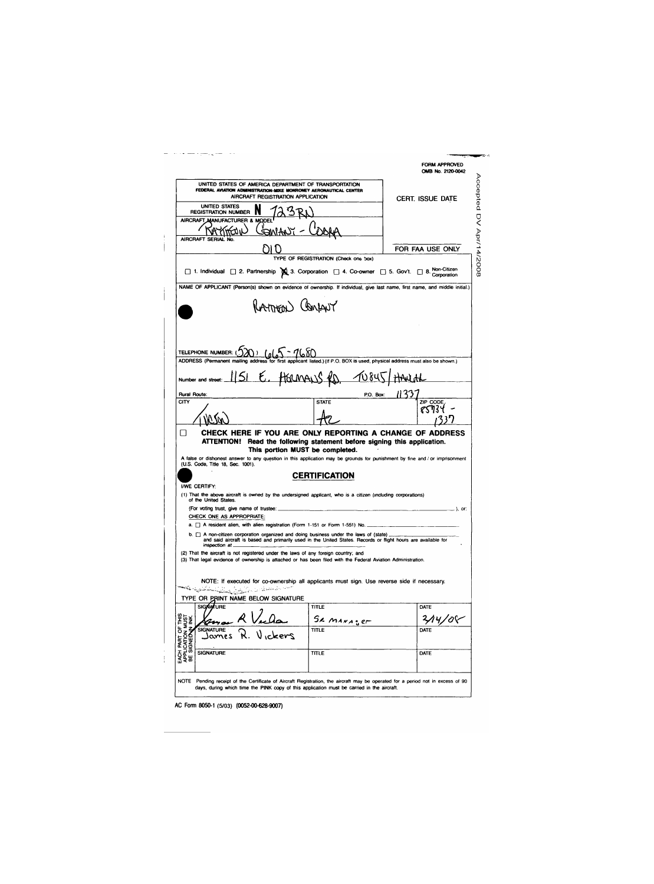FORM APPROVED
OMB No. 2120-0042

Accepted DV Apr/14/2008

UNITED STATES OF AMERICA DEPARTMENT OF TRANSPORTATION
FEDERAL AVIATION ADMINISTRATION-MIKE MONRONEY AERONAUTICAL CENTER
AIRCRAFT REGISTRATION APPLICATION

CERT. ISSUE DATE

UNITED STATES REGISTRATION NUMBER **N** 723RN

AIRCRAFT MANUFACTURER & MODEL: RAYTHEON COMPANY - COBRA

AIRCRAFT SERIAL No.: 010

FOR FAA USE ONLY

TYPE OF REGISTRATION (Check one box)

☐ 1. Individual ☐ 2. Partnership ☒ 3. Corporation ☐ 4. Co-owner ☐ 5. Gov't. ☐ 8. Non-Citizen Corporation

NAME OF APPLICANT (Person(s) shown on evidence of ownership. If individual, give last name, first name, and middle initial.)

RAYTHEON COMPANY

TELEPHONE NUMBER: (520) 665-7680

ADDRESS (Permanent mailing address for first applicant listed.) (If P.O. BOX is used, physical address must also be shown.)

Number and street: 1151 E. HERMANS RD. TU845/HANGAR

Rural Route:

P.O. Box: 11337

CITY: TUCSON

STATE: AZ

ZIP CODE: 85734-1337

☐ **CHECK HERE IF YOU ARE ONLY REPORTING A CHANGE OF ADDRESS**

**ATTENTION! Read the following statement before signing this application.**
**This portion MUST be completed.**

A false or dishonest answer to any question in this application may be grounds for punishment by fine and / or imprisonment (U.S. Code, Title 18, Sec. 1001).

## CERTIFICATION

I/WE CERTIFY:

(1) That the above aircraft is owned by the undersigned applicant, who is a citizen (including corporations) of the United States.

(For voting trust, give name of trustee: ______________________), or:

CHECK ONE AS APPROPRIATE:

a. ☐ A resident alien, with alien registration (Form 1-151 or Form 1-551) No. ______________

b. ☐ A non-citizen corporation organized and doing business under the laws of (state) ______________ and said aircraft is based and primarily used in the United States. Records or flight hours are available for inspection at ______________

(2) That the aircraft is not registered under the laws of any foreign country; and

(3) That legal evidence of ownership is attached or has been filed with the Federal Aviation Administration.

NOTE: If executed for co-ownership all applicants must sign. Use reverse side if necessary.

TYPE OR PRINT NAME BELOW SIGNATURE

EACH PART OF THIS APPLICATION MUST BE SIGNED IN INK.

| SIGNATURE | TITLE | DATE |
|---|---|---|
| James R Vickers (signature) | SR MANAGER | 3/14/08 |
| SIGNATURE James R. Vickers | TITLE | DATE |
| SIGNATURE | TITLE | DATE |

NOTE Pending receipt of the Certificate of Aircraft Registration, the aircraft may be operated for a period not in excess of 90 days, during which time the PINK copy of this application must be carried in the aircraft.

AC Form 8050-1 (5/03) (0052-00-628-9007)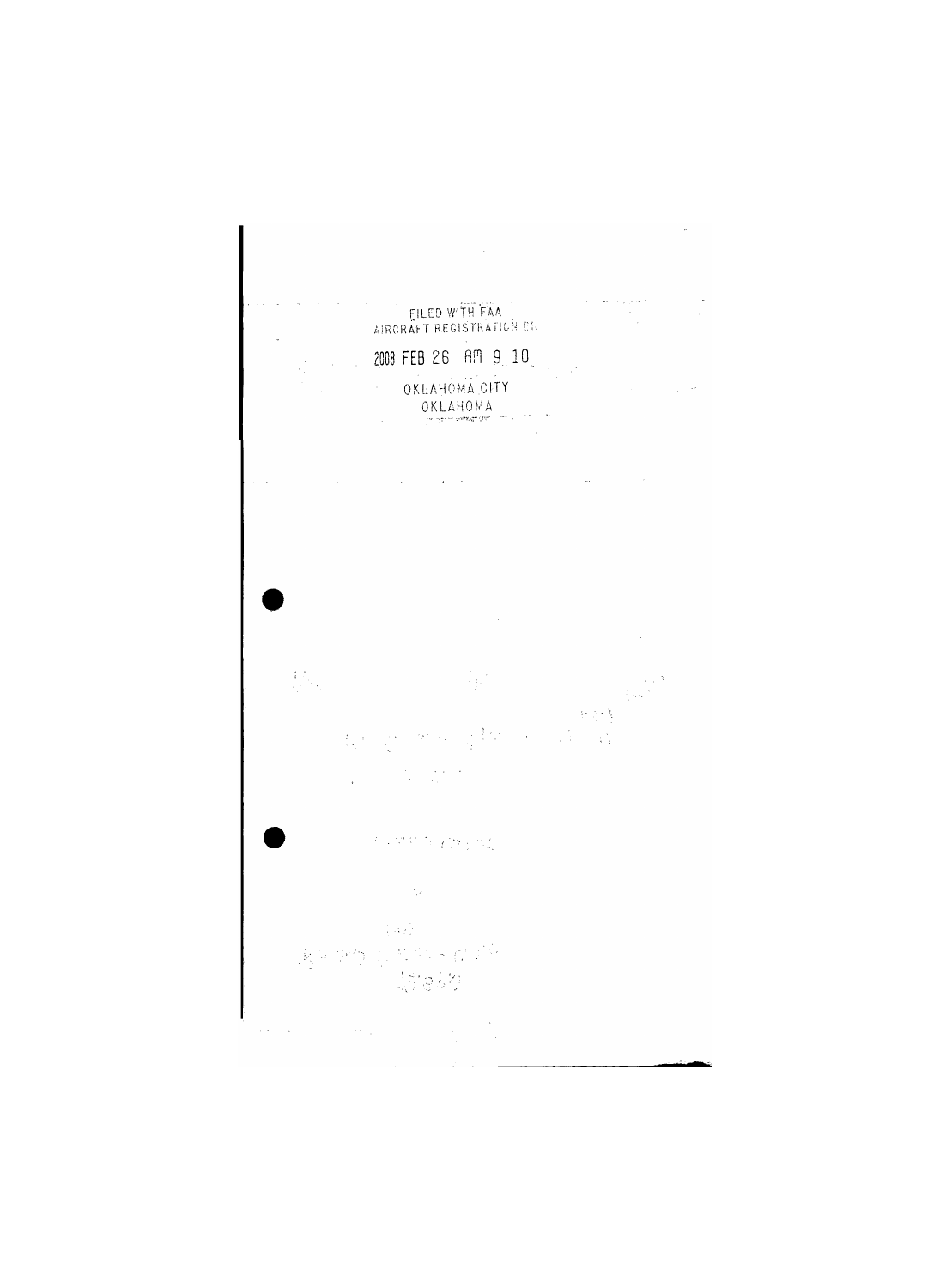FILED WITH FAA
AIRCRAFT REGISTRATION BR

2008 FEB 26 AM 9 10

OKLAHOMA CITY
OKLAHOMA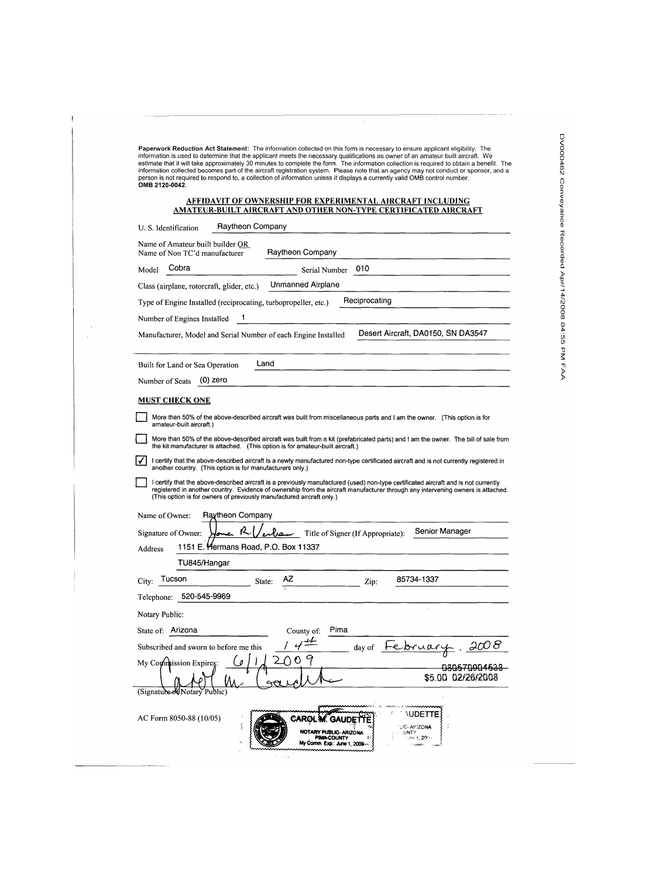**Paperwork Reduction Act Statement:** The information collected on this form is necessary to ensure applicant eligibility. The information is used to determine that the applicant meets the necessary qualifications as owner of an amateur built aircraft. We estimate that it will take approximately 30 minutes to complete the form. The information collection is required to obtain a benefit. The information collected becomes part of the aircraft registration system. Please note that an agency may not conduct or sponsor, and a person is not required to respond to, a collection of information unless it displays a currently valid OMB control number. **OMB 2120-0042.**

DV000462 Conveyance Recorded Apr/14/2008 04:55 PM FAA

## AFFIDAVIT OF OWNERSHIP FOR EXPERIMENTAL AIRCRAFT INCLUDING AMATEUR-BUILT AIRCRAFT AND OTHER NON-TYPE CERTIFICATED AIRCRAFT

U. S. Identification: Raytheon Company

Name of Amateur built builder OR Name of Non TC'd manufacturer: Raytheon Company

Model: Cobra  Serial Number: 010

Class (airplane, rotorcraft, glider, etc.): Unmanned Airplane

Type of Engine Installed (reciprocating, turbopropeller, etc.): Reciprocating

Number of Engines Installed: 1

Manufacturer, Model and Serial Number of each Engine Installed: Desert Aircraft, DA0150, SN DA3547

Built for Land or Sea Operation: Land

Number of Seats: (0) zero

**MUST CHECK ONE**

- ☐ More than 50% of the above-described aircraft was built from miscellaneous parts and I am the owner. (This option is for amateur-built aircraft.)
- ☐ More than 50% of the above-described aircraft was built from a kit (prefabricated parts) and I am the owner. The bill of sale from the kit manufacturer is attached. (This option is for amateur-built aircraft.)
- ☑ I certify that the above-described aircraft is a newly manufactured non-type certificated aircraft and is not currently registered in another country. (This option is for manufacturers only.)
- ☐ I certify that the above-described aircraft is a previously manufactured (used) non-type certificated aircraft and is not currently registered in another country. Evidence of ownership from the aircraft manufacturer through any intervening owners is attached. (This option is for owners of previously manufactured aircraft only.)

Name of Owner: Raytheon Company

Signature of Owner: *[signature]*  Title of Signer (If Appropriate): Senior Manager

Address: 1151 E. Hermans Road, P.O. Box 11337

TU845/Hangar

City: Tucson  State: AZ  Zip: 85734-1337

Telephone: 520-545-9969

Notary Public:

State of: Arizona  County of: Pima

Subscribed and sworn to before me this 14th day of February, 2008

My Commission Expires: 6/1/2009

~~080570004533~~
$5.00 02/26/2008

*[signature]*

(Signature of Notary Public)

AC Form 8050-88 (10/05)

CAROL M. GAUDETTE
NOTARY PUBLIC-ARIZONA
PIMA COUNTY
My Comm. Exp.: June 1, 2009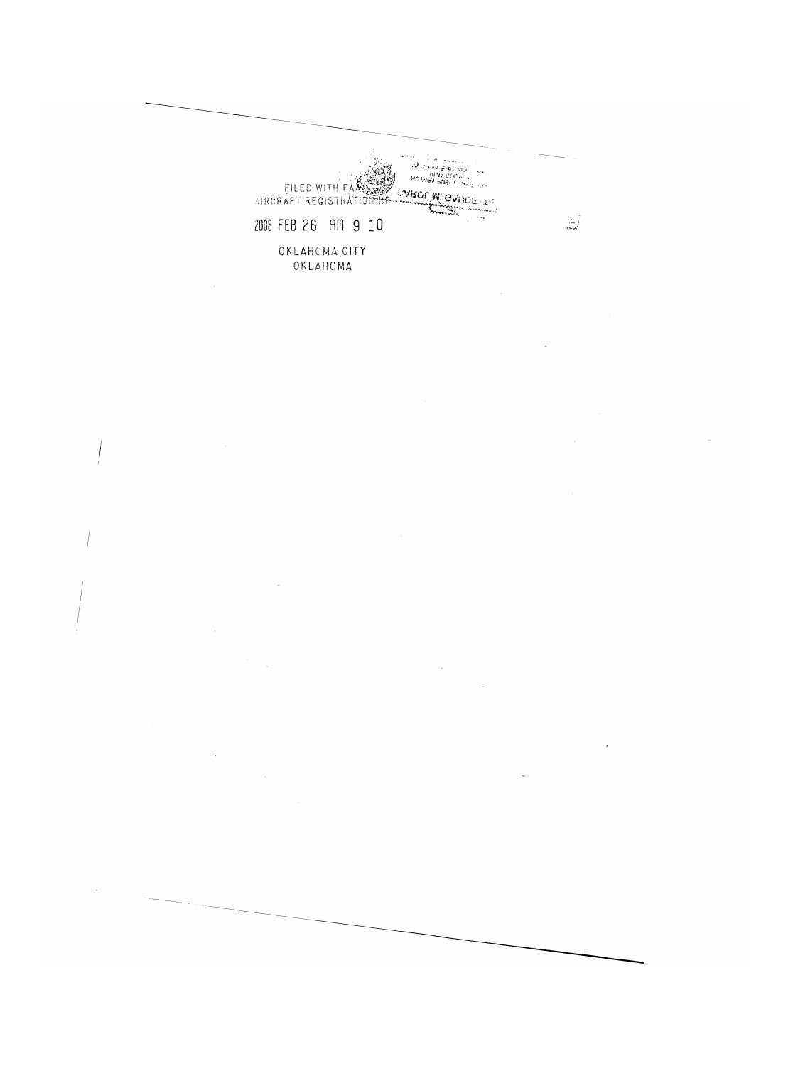FILED WITH FAA
AIRCRAFT REGISTRATION BR

2008 FEB 26 AM 9 10

OKLAHOMA CITY
OKLAHOMA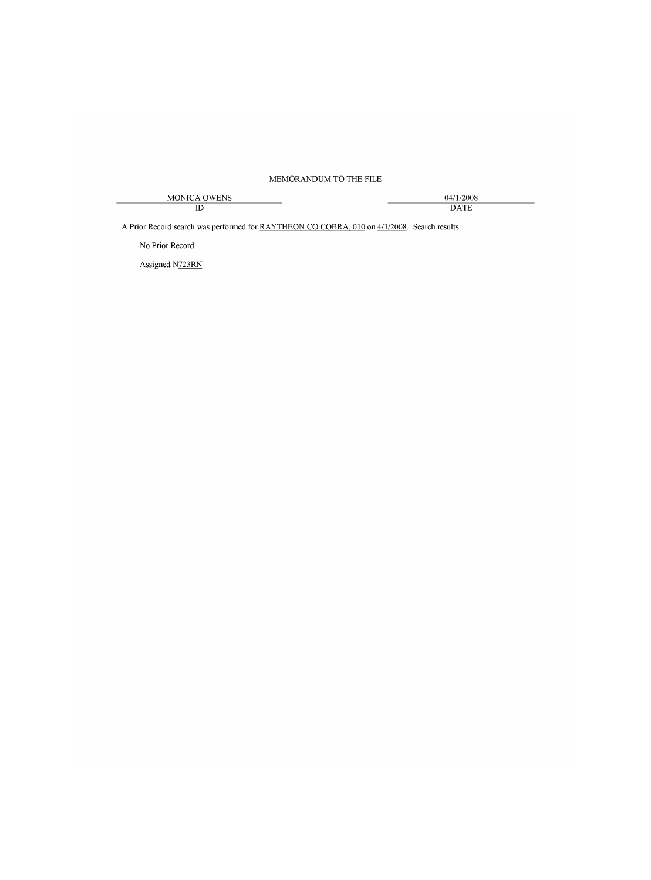MEMORANDUM TO THE FILE

| MONICA OWENS | 04/1/2008 |
| --- | --- |
| ID | DATE |

A Prior Record search was performed for RAYTHEON CO COBRA, 010 on 4/1/2008. Search results:

No Prior Record

Assigned N723RN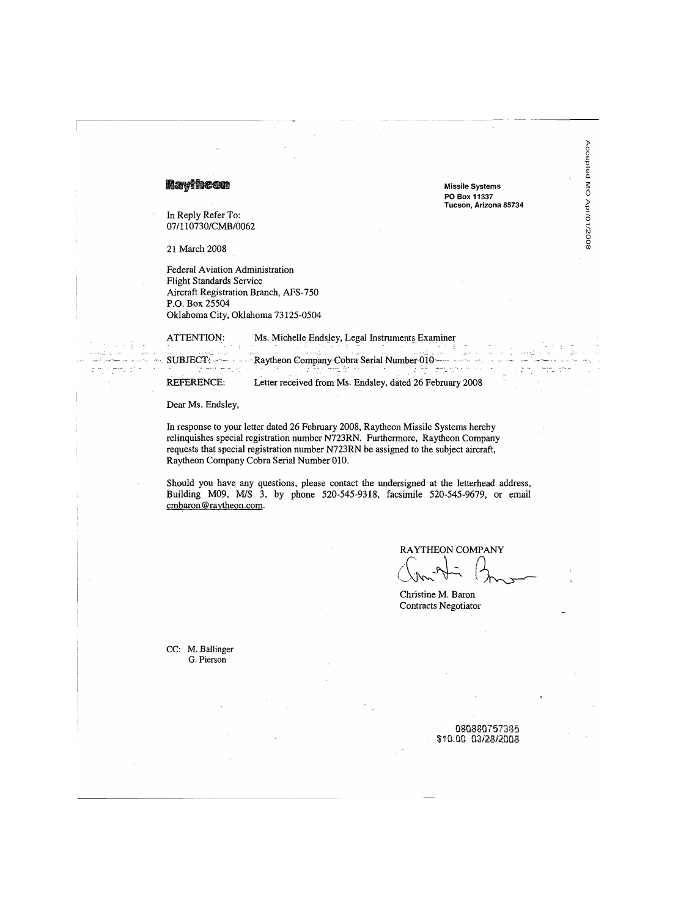**Raytheon**

**Missile Systems**
**PO Box 11337**
**Tucson, Arizona 85734**

Accepted MO Apr/01/2008

In Reply Refer To:
07/110730/CMB/0062

21 March 2008

Federal Aviation Administration
Flight Standards Service
Aircraft Registration Branch, AFS-750
P.O. Box 25504
Oklahoma City, Oklahoma 73125-0504

ATTENTION: Ms. Michelle Endsley, Legal Instruments Examiner

SUBJECT: Raytheon Company Cobra Serial Number 010

REFERENCE: Letter received from Ms. Endsley, dated 26 February 2008

Dear Ms. Endsley,

In response to your letter dated 26 February 2008, Raytheon Missile Systems hereby relinquishes special registration number N723RN. Furthermore, Raytheon Company requests that special registration number N723RN be assigned to the subject aircraft, Raytheon Company Cobra Serial Number 010.

Should you have any questions, please contact the undersigned at the letterhead address, Building M09, M/S 3, by phone 520-545-9318, facsimile 520-545-9679, or email cmbaron@raytheon.com.

RAYTHEON COMPANY

Christine M. Baron
Contracts Negotiator

CC: M. Ballinger
G. Pierson

080880757385
$10.00 03/28/2008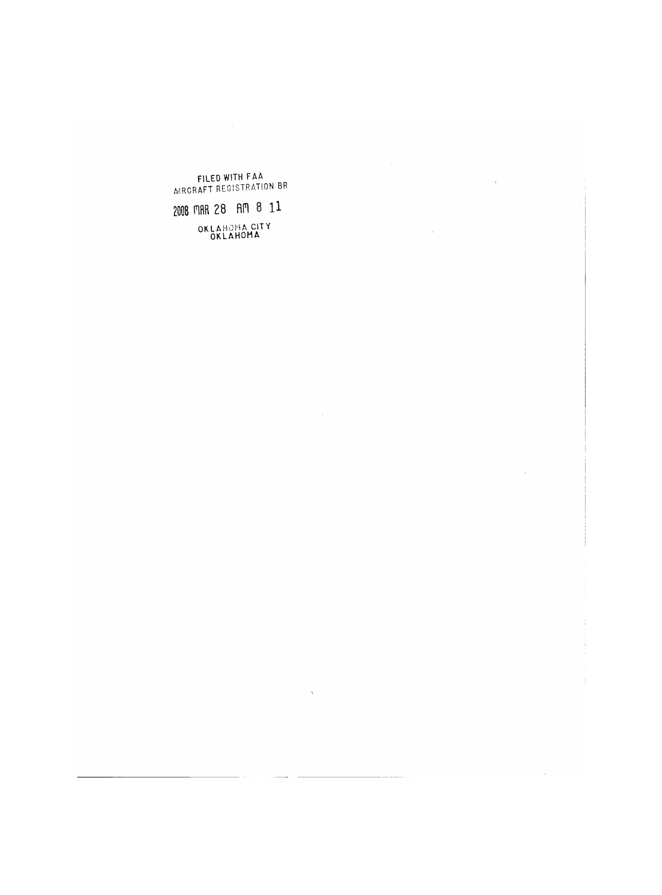FILED WITH FAA
AIRCRAFT REGISTRATION BR

2008 MAR 28 AM 8 11

OKLAHOMA CITY
OKLAHOMA